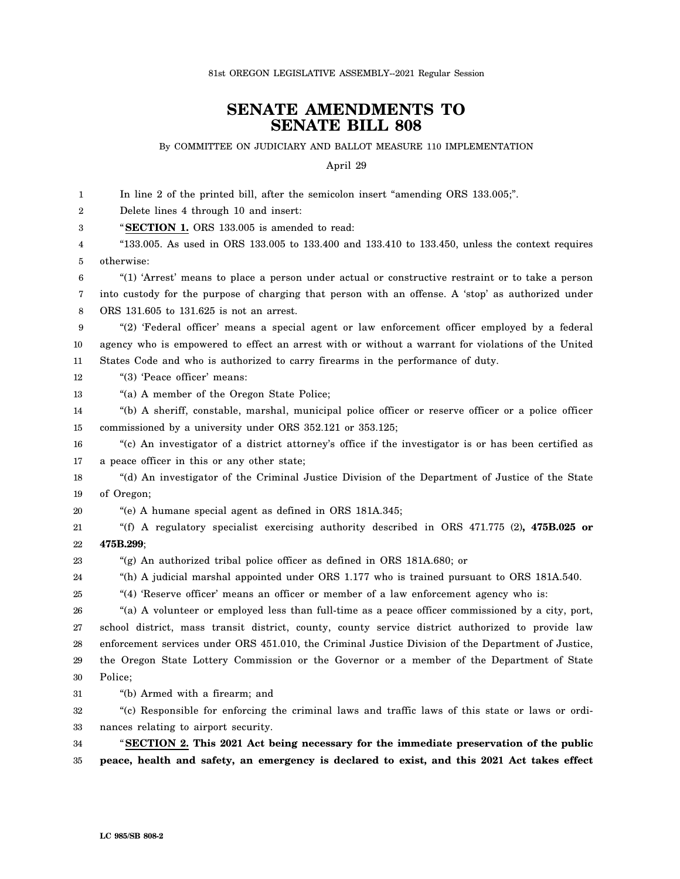81st OREGON LEGISLATIVE ASSEMBLY--2021 Regular Session

# SENATE AMENDMENTS TO SENATE BILL 808

By COMMITTEE ON JUDICIARY AND BALLOT MEASURE 110 IMPLEMENTATION

April 29

In line 2 of the printed bill, after the semicolon insert "amending ORS 133.005;".

Delete lines 4 through 10 and insert:

"**SECTION 1.** ORS 133.005 is amended to read:

"133.005. As used in ORS 133.005 to 133.400 and 133.410 to 133.450, unless the context requires otherwise:

"(1) 'Arrest' means to place a person under actual or constructive restraint or to take a person into custody for the purpose of charging that person with an offense. A 'stop' as authorized under ORS 131.605 to 131.625 is not an arrest.

"(2) 'Federal officer' means a special agent or law enforcement officer employed by a federal agency who is empowered to effect an arrest with or without a warrant for violations of the United States Code and who is authorized to carry firearms in the performance of duty.

"(3) 'Peace officer' means:

"(a) A member of the Oregon State Police;

"(b) A sheriff, constable, marshal, municipal police officer or reserve officer or a police officer commissioned by a university under ORS 352.121 or 353.125;

"(c) An investigator of a district attorney's office if the investigator is or has been certified as a peace officer in this or any other state;

"(d) An investigator of the Criminal Justice Division of the Department of Justice of the State of Oregon;

"(e) A humane special agent as defined in ORS 181A.345;

"(f) A regulatory specialist exercising authority described in ORS 471.775 (2)**, 475B.025 or 475B.299**;

"(g) An authorized tribal police officer as defined in ORS 181A.680; or

"(h) A judicial marshal appointed under ORS 1.177 who is trained pursuant to ORS 181A.540.

"(4) 'Reserve officer' means an officer or member of a law enforcement agency who is:

"(a) A volunteer or employed less than full-time as a peace officer commissioned by a city, port, school district, mass transit district, county, county service district authorized to provide law enforcement services under ORS 451.010, the Criminal Justice Division of the Department of Justice, the Oregon State Lottery Commission or the Governor or a member of the Department of State Police;

"(b) Armed with a firearm; and

"(c) Responsible for enforcing the criminal laws and traffic laws of this state or laws or ordinances relating to airport security.

"**SECTION 2. This 2021 Act being necessary for the immediate preservation of the public peace, health and safety, an emergency is declared to exist, and this 2021 Act takes effect**

LC 985/SB 808-2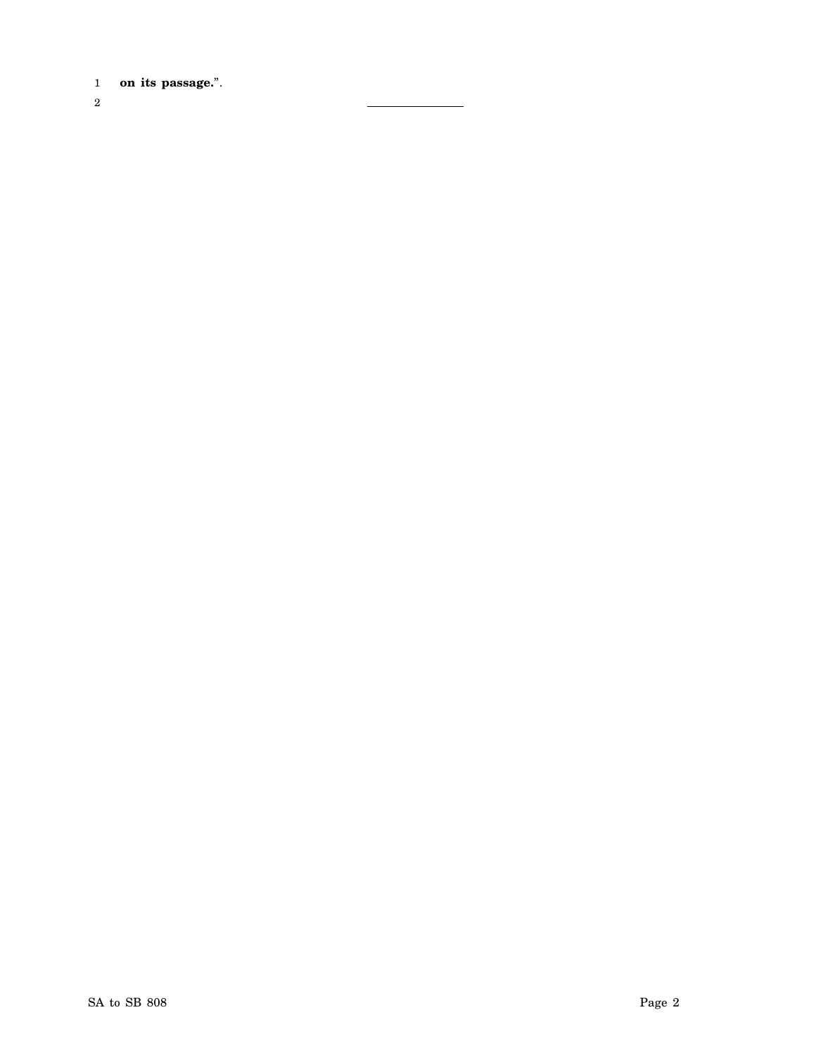**on its passage.**".

---